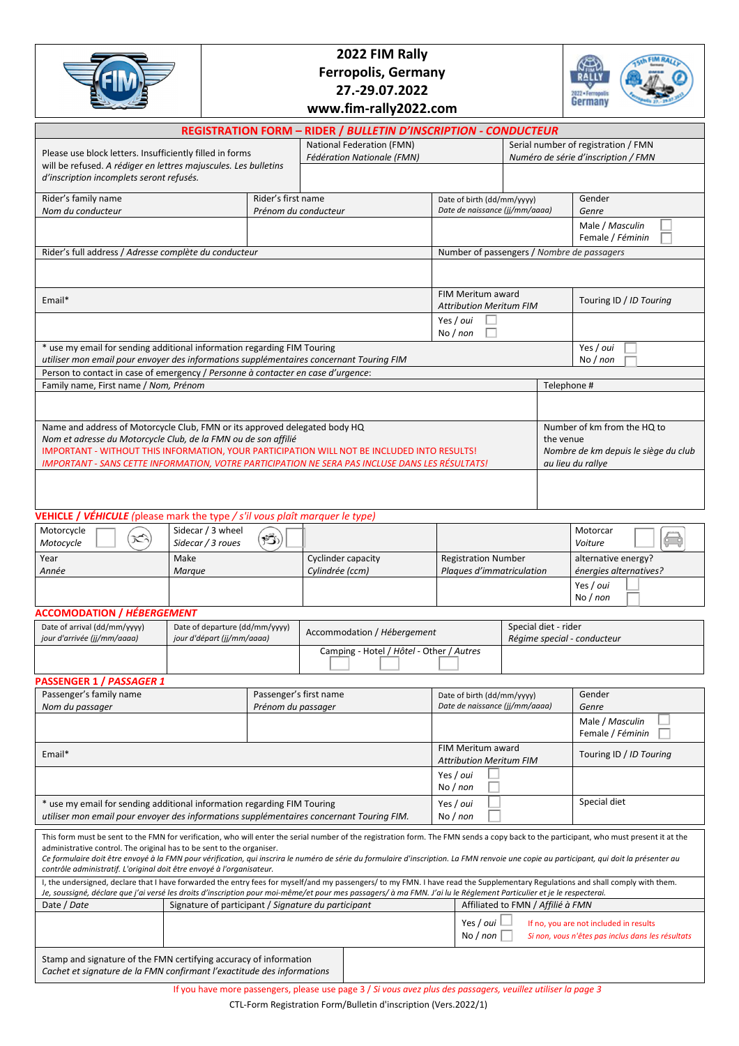# 2022 FIM Rally
## Ferropolis, Germany
## 27.-29.07.2022
## www.fim-rally2022.com

## REGISTRATION FORM – RIDER / *BULLETIN D'INSCRIPTION - CONDUCTEUR*

| Please use block letters. Insufficiently filled in forms will be refused. *A rédiger en lettres majuscules. Les bulletins d'inscription incomplets seront refusés.* | National Federation (FMN) *Fédération Nationale (FMN)* | | Serial number of registration / FMN *Numéro de série d'inscription / FMN* |
|---|---|---|---|
| Rider's family name *Nom du conducteur* | Rider's first name *Prénom du conducteur* | Date of birth (dd/mm/yyyy) *Date de naissance (jj/mm/aaaa)* | Gender *Genre* |
| | | | Male / *Masculin* ☐ Female / *Féminin* ☐ |
| Rider's full address / *Adresse complète du conducteur* | | Number of passengers / *Nombre de passagers* | |
| | | | |
| Email* | | FIM Meritum award *Attribution Meritum FIM* | Touring ID / *ID Touring* |
| | | Yes / *oui* ☐ No / *non* ☐ | |
| * use my email for sending additional information regarding FIM Touring *utiliser mon email pour envoyer des informations supplémentaires concernant Touring FIM* | | | Yes / *oui* ☐ No / *non* ☐ |
| Person to contact in case of emergency / *Personne à contacter en case d'urgence*: | | | |
| Family name, First name / *Nom, Prénom* | | | Telephone # |
| | | | |
| Name and address of Motorcycle Club, FMN or its approved delegated body HQ *Nom et adresse du Motorcycle Club, de la FMN ou de son affilié* IMPORTANT - WITHOUT THIS INFORMATION, YOUR PARTICIPATION WILL NOT BE INCLUDED INTO RESULTS! *IMPORTANT - SANS CETTE INFORMATION, VOTRE PARTICIPATION NE SERA PAS INCLUSE DANS LES RÉSULTATS!* | | | Number of km from the HQ to the venue *Nombre de km depuis le siège du club au lieu du rallye* |
| | | | |

## VEHICLE / *VÉHICULE* (please mark the type / *s'il vous plaît marquer le type)*

| Motorcycle *Motocycle* ☐ | Sidecar / 3 wheel *Sidecar / 3 roues* ☐ | | | Motorcar *Voiture* ☐ |
|---|---|---|---|---|
| Year *Année* | Make *Marque* | Cyclinder capacity *Cylindrée (ccm)* | Registration Number *Plaques d'immatriculation* | alternative energy? *énergies alternatives?* |
| | | | | Yes / *oui* ☐ No / *non* ☐ |

## ACCOMODATION / *HÉBERGEMENT*

| Date of arrival (dd/mm/yyyy) *jour d'arrivée (jj/mm/aaaa)* | Date of departure (dd/mm/yyyy) *jour d'départ (jj/mm/aaaa)* | Accommodation / *Hébergement* | Special diet - rider *Régime special - conducteur* |
|---|---|---|---|
| | | Camping ☐ - Hotel / *Hôtel* ☐ - Other / *Autres* ☐ | |

## PASSENGER 1 / *PASSAGER 1*

| Passenger's family name *Nom du passager* | Passenger's first name *Prénom du passager* | Date of birth (dd/mm/yyyy) *Date de naissance (jj/mm/aaaa)* | Gender *Genre* |
|---|---|---|---|
| | | | Male / *Masculin* ☐ Female / *Féminin* ☐ |
| Email* | | FIM Meritum award *Attribution Meritum FIM* | Touring ID / *ID Touring* |
| | | Yes / *oui* ☐ No / *non* ☐ | |
| * use my email for sending additional information regarding FIM Touring *utiliser mon email pour envoyer des informations supplémentaires concernant Touring FIM.* | | Yes / *oui* ☐ No / *non* ☐ | Special diet |

This form must be sent to the FMN for verification, who will enter the serial number of the registration form. The FMN sends a copy back to the participant, who must present it at the administrative control. The original has to be sent to the organiser.
*Ce formulaire doit être envoyé à la FMN pour vérification, qui inscrira le numéro de série du formulaire d'inscription. La FMN renvoie une copie au participant, qui doit la présenter au contrôle administratif. L'original doit être envoyé à l'organisateur.*

I, the undersigned, declare that I have forwarded the entry fees for myself/and my passengers/ to my FMN. I have read the Supplementary Regulations and shall comply with them.
*Je, soussigné, déclare que j'ai versé les droits d'inscription pour moi-même/et pour mes passagers/ à ma FMN. J'ai lu le Règlement Particulier et je le respecterai.*

| Date / *Date* | Signature of participant / *Signature du participant* | Affiliated to FMN / *Affilié à FMN* |
|---|---|---|
| | | Yes / *oui* ☐ No / *non* ☐ — If no, you are not included in results *Si non, vous n'êtes pas inclus dans les résultats* |

| Stamp and signature of the FMN certifying accuracy of information *Cachet et signature de la FMN confirmant l'exactitude des informations* | |
|---|---|

If you have more passengers, please use page 3 / *Si vous avez plus des passagers, veuillez utiliser la page 3*

CTL-Form Registration Form/Bulletin d'inscription (Vers.2022/1)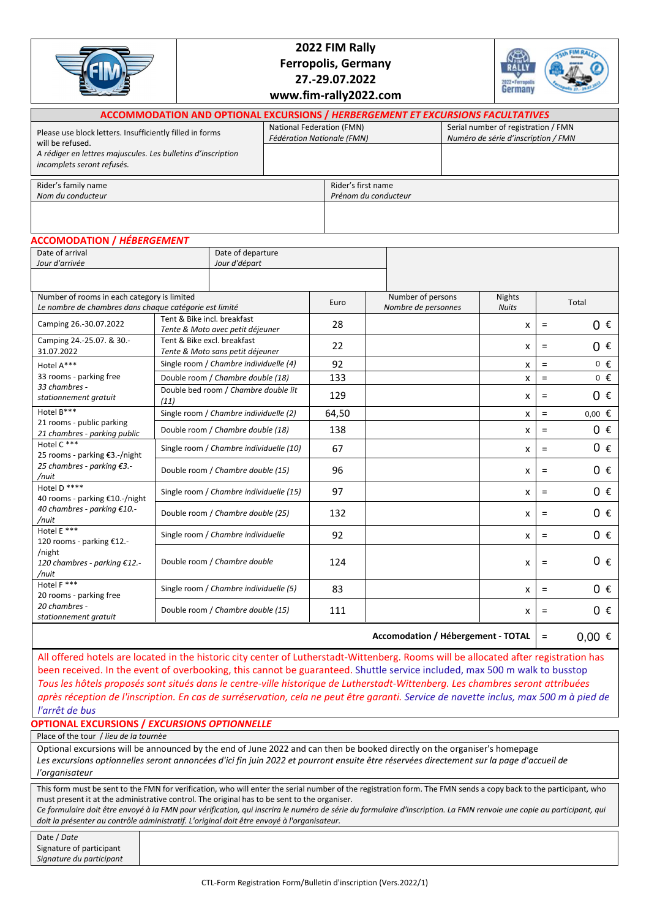# 2022 FIM Rally
**Ferropolis, Germany**
**27.-29.07.2022**
**www.fim-rally2022.com**

## ACCOMMODATION AND OPTIONAL EXCURSIONS / *HERBERGEMENT ET EXCURSIONS FACULTATIVES*

| Please use block letters. Insufficiently filled in forms will be refused. *A rédiger en lettres majuscules. Les bulletins d'inscription incomplets seront refusés.* | National Federation (FMN) *Fédération Nationale (FMN)* | Serial number of registration / FMN *Numéro de série d'inscription / FMN* |
|---|---|---|
| | | |

| Rider's family name *Nom du conducteur* | Rider's first name *Prénom du conducteur* |
|---|---|
| | |

## ACCOMODATION / *HÉBERGEMENT*

| Date of arrival *Jour d'arrivée* | Date of departure *Jour d'départ* |
|---|---|
| | |

| Number of rooms in each category is limited *Le nombre de chambres dans chaque catégorie est limité* | | Euro | Number of persons *Nombre de personnes* | Nights *Nuits* | | Total |
|---|---|---|---|---|---|---|
| Camping 26.-30.07.2022 | Tent & Bike incl. breakfast *Tente & Moto avec petit déjeuner* | 28 | | x | = | 0 € |
| Camping 24.-25.07. & 30.-31.07.2022 | Tent & Bike excl. breakfast *Tente & Moto sans petit déjeuner* | 22 | | x | = | 0 € |
| Hotel A*** 33 rooms - parking free *33 chambres - stationnement gratuit* | Single room / *Chambre individuelle (4)* | 92 | | x | = | 0 € |
| | Double room / *Chambre double (18)* | 133 | | x | = | 0 € |
| | Double bed room / *Chambre double lit (11)* | 129 | | x | = | 0 € |
| Hotel B*** 21 rooms - public parking *21 chambres - parking public* | Single room / *Chambre individuelle (2)* | 64,50 | | x | = | 0,00 € |
| | Double room / *Chambre double (18)* | 138 | | x | = | 0 € |
| Hotel C *** 25 rooms - parking €3.-/night *25 chambres - parking €3.-/nuit* | Single room / *Chambre individuelle (10)* | 67 | | x | = | 0 € |
| | Double room / *Chambre double (15)* | 96 | | x | = | 0 € |
| Hotel D **** 40 rooms - parking €10.-/night *40 chambres - parking €10.-/nuit* | Single room / *Chambre individuelle (15)* | 97 | | x | = | 0 € |
| | Double room / *Chambre double (25)* | 132 | | x | = | 0 € |
| Hotel E *** 120 rooms - parking €12.-/night *120 chambres - parking €12.-/nuit* | Single room / *Chambre individuelle* | 92 | | x | = | 0 € |
| | Double room / *Chambre double* | 124 | | x | = | 0 € |
| Hotel F *** 20 rooms - parking free *20 chambres - stationnement gratuit* | Single room / *Chambre individuelle (5)* | 83 | | x | = | 0 € |
| | Double room / *Chambre double (15)* | 111 | | x | = | 0 € |
| | | | | **Accomodation / Hébergement - TOTAL** | = | 0,00 € |

All offered hotels are located in the historic city center of Lutherstadt-Wittenberg. Rooms will be allocated after registration has been received. In the event of overbooking, this cannot be guaranteed. Shuttle service included, max 500 m walk to busstop
*Tous les hôtels proposés sont situés dans le centre-ville historique de Lutherstadt-Wittenberg. Les chambres seront attribuées après réception de l'inscription. En cas de surréservation, cela ne peut être garanti. Service de navette inclus, max 500 m à pied de l'arrêt de bus*

## OPTIONAL EXCURSIONS / *EXCURSIONS OPTIONNELLE*

Place of the tour / *lieu de la tournèe*

Optional excursions will be announced by the end of June 2022 and can then be booked directly on the organiser's homepage
*Les excursions optionnelles seront annoncées d'ici fin juin 2022 et pourront ensuite être réservées directement sur la page d'accueil de l'organisateur*

This form must be sent to the FMN for verification, who will enter the serial number of the registration form. The FMN sends a copy back to the participant, who must present it at the administrative control. The original has to be sent to the organiser.
*Ce formulaire doit être envoyé à la FMN pour vérification, qui inscrira le numéro de série du formulaire d'inscription. La FMN renvoie une copie au participant, qui doit la présenter au contrôle administratif. L'original doit être envoyé à l'organisateur.*

| Date / *Date* Signature of participant *Signature du participant* | |
|---|---|

CTL-Form Registration Form/Bulletin d'inscription (Vers.2022/1)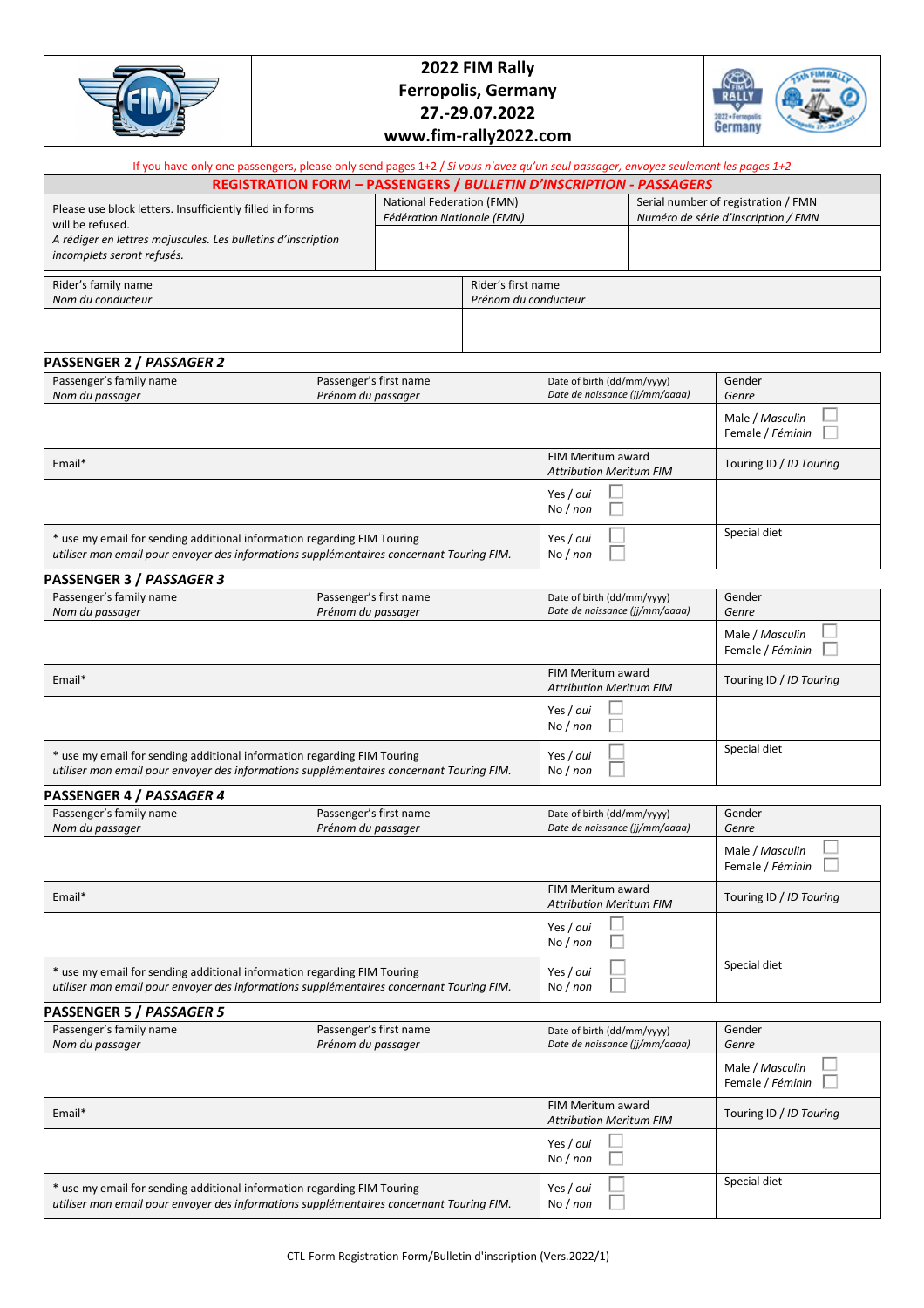| | 2022 FIM Rally<br>Ferropolis, Germany<br>27.-29.07.2022<br>www.fim-rally2022.com | |
|---|---|---|

If you have only one passengers, please only send pages 1+2 / *Si vous n'avez qu'un seul passager, envoyez seulement les pages 1+2*

## REGISTRATION FORM – PASSENGERS / *BULLETIN D'INSCRIPTION - PASSAGERS*

| Please use block letters. Insufficiently filled in forms will be refused.<br>*A rédiger en lettres majuscules. Les bulletins d'inscription incomplets seront refusés.* | National Federation (FMN)<br>*Fédération Nationale (FMN)* | Serial number of registration / FMN<br>*Numéro de série d'inscription / FMN* |
|---|---|---|
| | | |

| Rider's family name<br>*Nom du conducteur* | Rider's first name<br>*Prénom du conducteur* |
|---|---|
| | |

### PASSENGER 2 / *PASSAGER 2*

| Passenger's family name<br>*Nom du passager* | Passenger's first name<br>*Prénom du passager* | Date of birth (dd/mm/yyyy)<br>*Date de naissance (jj/mm/aaaa)* | Gender<br>*Genre* |
|---|---|---|---|
| | | | Male / *Masculin* ☐<br>Female / *Féminin* ☐ |
| Email* | | FIM Meritum award<br>*Attribution Meritum FIM* | Touring ID / *ID Touring* |
| | | Yes / *oui* ☐<br>No / *non* ☐ | |
| * use my email for sending additional information regarding FIM Touring<br>*utiliser mon email pour envoyer des informations supplémentaires concernant Touring FIM.* | | Yes / *oui* ☐<br>No / *non* ☐ | Special diet |

### PASSENGER 3 / *PASSAGER 3*

| Passenger's family name<br>*Nom du passager* | Passenger's first name<br>*Prénom du passager* | Date of birth (dd/mm/yyyy)<br>*Date de naissance (jj/mm/aaaa)* | Gender<br>*Genre* |
|---|---|---|---|
| | | | Male / *Masculin* ☐<br>Female / *Féminin* ☐ |
| Email* | | FIM Meritum award<br>*Attribution Meritum FIM* | Touring ID / *ID Touring* |
| | | Yes / *oui* ☐<br>No / *non* ☐ | |
| * use my email for sending additional information regarding FIM Touring<br>*utiliser mon email pour envoyer des informations supplémentaires concernant Touring FIM.* | | Yes / *oui* ☐<br>No / *non* ☐ | Special diet |

### PASSENGER 4 / *PASSAGER 4*

| Passenger's family name<br>*Nom du passager* | Passenger's first name<br>*Prénom du passager* | Date of birth (dd/mm/yyyy)<br>*Date de naissance (jj/mm/aaaa)* | Gender<br>*Genre* |
|---|---|---|---|
| | | | Male / *Masculin* ☐<br>Female / *Féminin* ☐ |
| Email* | | FIM Meritum award<br>*Attribution Meritum FIM* | Touring ID / *ID Touring* |
| | | Yes / *oui* ☐<br>No / *non* ☐ | |
| * use my email for sending additional information regarding FIM Touring<br>*utiliser mon email pour envoyer des informations supplémentaires concernant Touring FIM.* | | Yes / *oui* ☐<br>No / *non* ☐ | Special diet |

### PASSENGER 5 / *PASSAGER 5*

| Passenger's family name<br>*Nom du passager* | Passenger's first name<br>*Prénom du passager* | Date of birth (dd/mm/yyyy)<br>*Date de naissance (jj/mm/aaaa)* | Gender<br>*Genre* |
|---|---|---|---|
| | | | Male / *Masculin* ☐<br>Female / *Féminin* ☐ |
| Email* | | FIM Meritum award<br>*Attribution Meritum FIM* | Touring ID / *ID Touring* |
| | | Yes / *oui* ☐<br>No / *non* ☐ | |
| * use my email for sending additional information regarding FIM Touring<br>*utiliser mon email pour envoyer des informations supplémentaires concernant Touring FIM.* | | Yes / *oui* ☐<br>No / *non* ☐ | Special diet |

CTL-Form Registration Form/Bulletin d'inscription (Vers.2022/1)